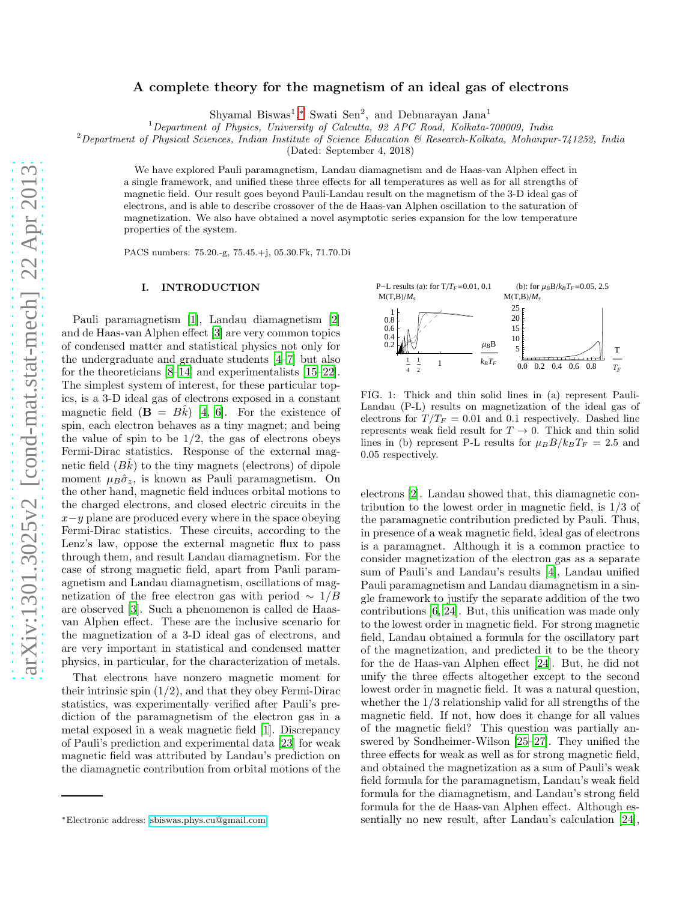# A complete theory for the magnetism of an ideal gas of electrons

Shyamal Biswas[1,*] Swati Sen[2], and Debnarayan Jana[1]

[1]*Department of Physics, University of Calcutta, 92 APC Road, Kolkata-700009, India*
[2]*Department of Physical Sciences, Indian Institute of Science Education & Research-Kolkata, Mohanpur-741252, India*

(Dated: September 4, 2018)

We have explored Pauli paramagnetism, Landau diamagnetism and de Haas-van Alphen effect in a single framework, and unified these three effects for all temperatures as well as for all strengths of magnetic field. Our result goes beyond Pauli-Landau result on the magnetism of the 3-D ideal gas of electrons, and is able to describe crossover of the de Haas-van Alphen oscillation to the saturation of magnetization. We also have obtained a novel asymptotic series expansion for the low temperature properties of the system.

PACS numbers: 75.20.-g, 75.45.+j, 05.30.Fk, 71.70.Di

## I. INTRODUCTION

Pauli paramagnetism [1], Landau diamagnetism [2] and de Haas-van Alphen effect [3] are very common topics of condensed matter and statistical physics not only for the undergraduate and graduate students [4–7] but also for the theoreticians [8–14] and experimentalists [15–22]. The simplest system of interest, for these particular topics, is a 3-D ideal gas of electrons exposed in a constant magnetic field ($\mathbf{B} = B\hat{k}$) [4, 6]. For the existence of spin, each electron behaves as a tiny magnet; and being the value of spin to be 1/2, the gas of electrons obeys Fermi-Dirac statistics. Response of the external magnetic field ($B\hat{k}$) to the tiny magnets (electrons) of dipole moment $\mu_B\hat{\sigma}_z$, is known as Pauli paramagnetism. On the other hand, magnetic field induces orbital motions to the charged electrons, and closed electric circuits in the $x-y$ plane are produced every where in the space obeying Fermi-Dirac statistics. These circuits, according to the Lenz's law, oppose the external magnetic flux to pass through them, and result Landau diamagnetism. For the case of strong magnetic field, apart from Pauli paramagnetism and Landau diamagnetism, oscillations of magnetization of the free electron gas with period $\sim 1/B$ are observed [3]. Such a phenomenon is called de Haas-van Alphen effect. These are the inclusive scenario for the magnetization of a 3-D ideal gas of electrons, and are very important in statistical and condensed matter physics, in particular, for the characterization of metals.

That electrons have nonzero magnetic moment for their intrinsic spin (1/2), and that they obey Fermi-Dirac statistics, was experimentally verified after Pauli's prediction of the paramagnetism of the electron gas in a metal exposed in a weak magnetic field [1]. Discrepancy of Pauli's prediction and experimental data [23] for weak magnetic field was attributed by Landau's prediction on the diamagnetic contribution from orbital motions of the electrons [2]. Landau showed that, this diamagnetic contribution to the lowest order in magnetic field, is 1/3 of the paramagnetic contribution predicted by Pauli. Thus, in presence of a weak magnetic field, ideal gas of electrons is a paramagnet. Although it is a common practice to consider magnetization of the electron gas as a separate sum of Pauli's and Landau's results [4], Landau unified Pauli paramagnetism and Landau diamagnetism in a single framework to justify the separate addition of the two contributions [6, 24]. But, this unification was made only to the lowest order in magnetic field. For strong magnetic field, Landau obtained a formula for the oscillatory part of the magnetization, and predicted it to be the theory for the de Haas-van Alphen effect [24]. But, he did not unify the three effects altogether except to the second lowest order in magnetic field. It was a natural question, whether the 1/3 relationship valid for all strengths of the magnetic field. If not, how does it change for all values of the magnetic field? This question was partially answered by Sondheimer-Wilson [25–27]. They unified the three effects for weak as well as for strong magnetic field, and obtained the magnetization as a sum of Pauli's weak field formula for the paramagnetism, Landau's weak field formula for the diamagnetism, and Landau's strong field formula for the de Haas-van Alphen effect. Although essentially no new result, after Landau's calculation [24],

FIG. 1: Thick and thin solid lines in (a) represent Pauli-Landau (P-L) results on magnetization of the ideal gas of electrons for $T/T_F = 0.01$ and 0.1 respectively. Dashed line represents weak field result for $T \to 0$. Thick and thin solid lines in (b) represent P-L results for $\mu_B B/k_B T_F = 2.5$ and 0.05 respectively.

*Electronic address: sbiswas.phys.cu@gmail.com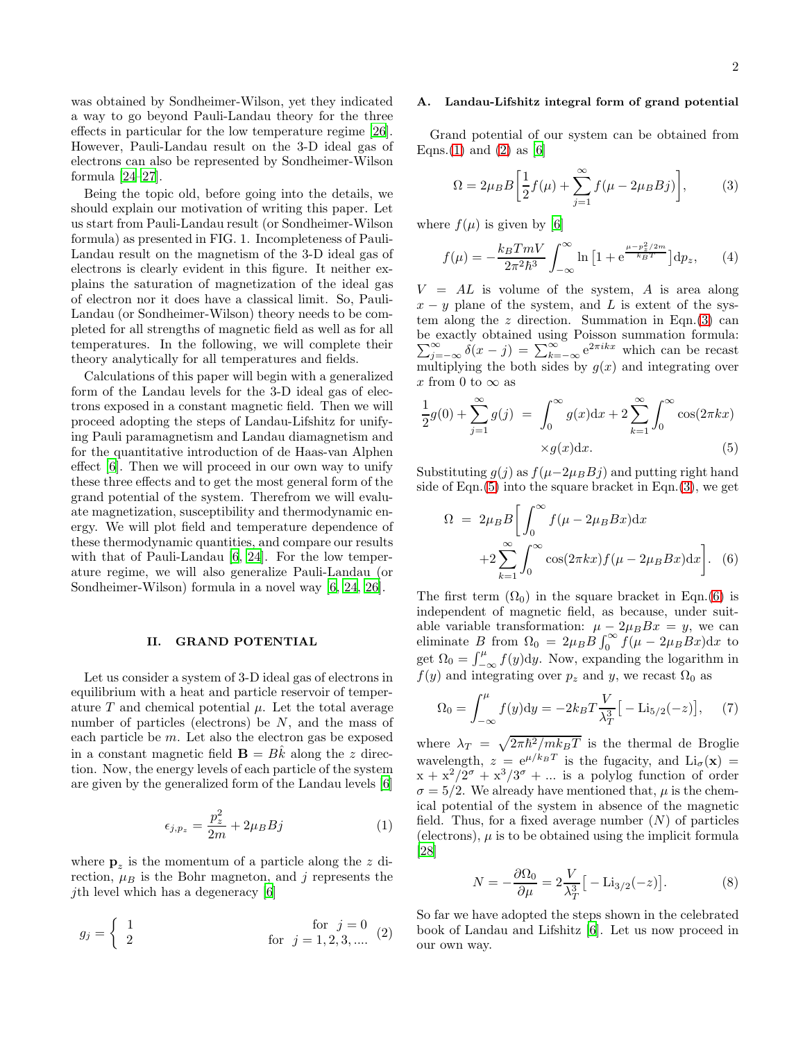was obtained by Sondheimer-Wilson, yet they indicated a way to go beyond Pauli-Landau theory for the three effects in particular for the low temperature regime [26]. However, Pauli-Landau result on the 3-D ideal gas of electrons can also be represented by Sondheimer-Wilson formula [24–27].

Being the topic old, before going into the details, we should explain our motivation of writing this paper. Let us start from Pauli-Landau result (or Sondheimer-Wilson formula) as presented in FIG. 1. Incompleteness of Pauli-Landau result on the magnetism of the 3-D ideal gas of electrons is clearly evident in this figure. It neither explains the saturation of magnetization of the ideal gas of electron nor it does have a classical limit. So, Pauli-Landau (or Sondheimer-Wilson) theory needs to be completed for all strengths of magnetic field as well as for all temperatures. In the following, we will complete their theory analytically for all temperatures and fields.

Calculations of this paper will begin with a generalized form of the Landau levels for the 3-D ideal gas of electrons exposed in a constant magnetic field. Then we will proceed adopting the steps of Landau-Lifshitz for unifying Pauli paramagnetism and Landau diamagnetism and for the quantitative introduction of de Haas-van Alphen effect [6]. Then we will proceed in our own way to unify these three effects and to get the most general form of the grand potential of the system. Therefrom we will evaluate magnetization, susceptibility and thermodynamic energy. We will plot field and temperature dependence of these thermodynamic quantities, and compare our results with that of Pauli-Landau [6, 24]. For the low temperature regime, we will also generalize Pauli-Landau (or Sondheimer-Wilson) formula in a novel way [6, 24, 26].

## II. GRAND POTENTIAL

Let us consider a system of 3-D ideal gas of electrons in equilibrium with a heat and particle reservoir of temperature $T$ and chemical potential $\mu$. Let the total average number of particles (electrons) be $N$, and the mass of each particle be $m$. Let also the electron gas be exposed in a constant magnetic field $\mathbf{B} = B\hat{k}$ along the $z$ direction. Now, the energy levels of each particle of the system are given by the generalized form of the Landau levels [6]

$$\epsilon_{j,p_z} = \frac{p_z^2}{2m} + 2\mu_B Bj \tag{1}$$

where $\mathbf{p}_z$ is the momentum of a particle along the $z$ direction, $\mu_B$ is the Bohr magneton, and $j$ represents the $j$th level which has a degeneracy [6]

$$g_j = \begin{cases} 1 & \text{for } j = 0 \\ 2 & \text{for } j = 1, 2, 3, .... \end{cases} \tag{2}$$

### A. Landau-Lifshitz integral form of grand potential

Grand potential of our system can be obtained from Eqns.(1) and (2) as [6]

$$\Omega = 2\mu_B B\Big[\frac{1}{2}f(\mu) + \sum_{j=1}^{\infty} f(\mu - 2\mu_B Bj)\Big], \tag{3}$$

where $f(\mu)$ is given by [6]

$$f(\mu) = -\frac{k_B T m V}{2\pi^2\hbar^3}\int_{-\infty}^{\infty} \ln\big[1 + \mathrm{e}^{\frac{\mu - p_z^2/2m}{k_B T}}\big]\mathrm{d}p_z, \tag{4}$$

$V = AL$ is volume of the system, $A$ is area along $x - y$ plane of the system, and $L$ is extent of the system along the $z$ direction. Summation in Eqn.(3) can be exactly obtained using Poisson summation formula: $\sum_{j=-\infty}^{\infty}\delta(x-j) = \sum_{k=-\infty}^{\infty}\mathrm{e}^{2\pi ikx}$ which can be recast multiplying the both sides by $g(x)$ and integrating over $x$ from 0 to $\infty$ as

$$\frac{1}{2}g(0) + \sum_{j=1}^{\infty} g(j) \;=\; \int_0^{\infty} g(x)\mathrm{d}x + 2\sum_{k=1}^{\infty}\int_0^{\infty}\cos(2\pi kx) \times g(x)\mathrm{d}x. \tag{5}$$

Substituting $g(j)$ as $f(\mu - 2\mu_B Bj)$ and putting right hand side of Eqn.(5) into the square bracket in Eqn.(3), we get

$$\Omega \;=\; 2\mu_B B\bigg[\int_0^{\infty} f(\mu - 2\mu_B Bx)\mathrm{d}x + 2\sum_{k=1}^{\infty}\int_0^{\infty}\cos(2\pi kx) f(\mu - 2\mu_B Bx)\mathrm{d}x\bigg]. \tag{6}$$

The first term ($\Omega_0$) in the square bracket in Eqn.(6) is independent of magnetic field, as because, under suitable variable transformation: $\mu - 2\mu_B Bx = y$, we can eliminate $B$ from $\Omega_0 = 2\mu_B B\int_0^{\infty} f(\mu - 2\mu_B Bx)\mathrm{d}x$ to get $\Omega_0 = \int_{-\infty}^{\mu} f(y)\mathrm{d}y$. Now, expanding the logarithm in $f(y)$ and integrating over $p_z$ and $y$, we recast $\Omega_0$ as

$$\Omega_0 = \int_{-\infty}^{\mu} f(y)\mathrm{d}y = -2k_B T\frac{V}{\lambda_T^3}\big[-\mathrm{Li}_{5/2}(-z)\big], \tag{7}$$

where $\lambda_T = \sqrt{2\pi\hbar^2/mk_B T}$ is the thermal de Broglie wavelength, $z = \mathrm{e}^{\mu/k_B T}$ is the fugacity, and $\mathrm{Li}_\sigma(\mathrm{x}) = \mathrm{x} + \mathrm{x}^2/2^\sigma + \mathrm{x}^3/3^\sigma + ...$ is a polylog function of order $\sigma = 5/2$. We already have mentioned that, $\mu$ is the chemical potential of the system in absence of the magnetic field. Thus, for a fixed average number ($N$) of particles (electrons), $\mu$ is to be obtained using the implicit formula [28]

$$N = -\frac{\partial\Omega_0}{\partial\mu} = 2\frac{V}{\lambda_T^3}\big[-\mathrm{Li}_{3/2}(-z)\big]. \tag{8}$$

So far we have adopted the steps shown in the celebrated book of Landau and Lifshitz [6]. Let us now proceed in our own way.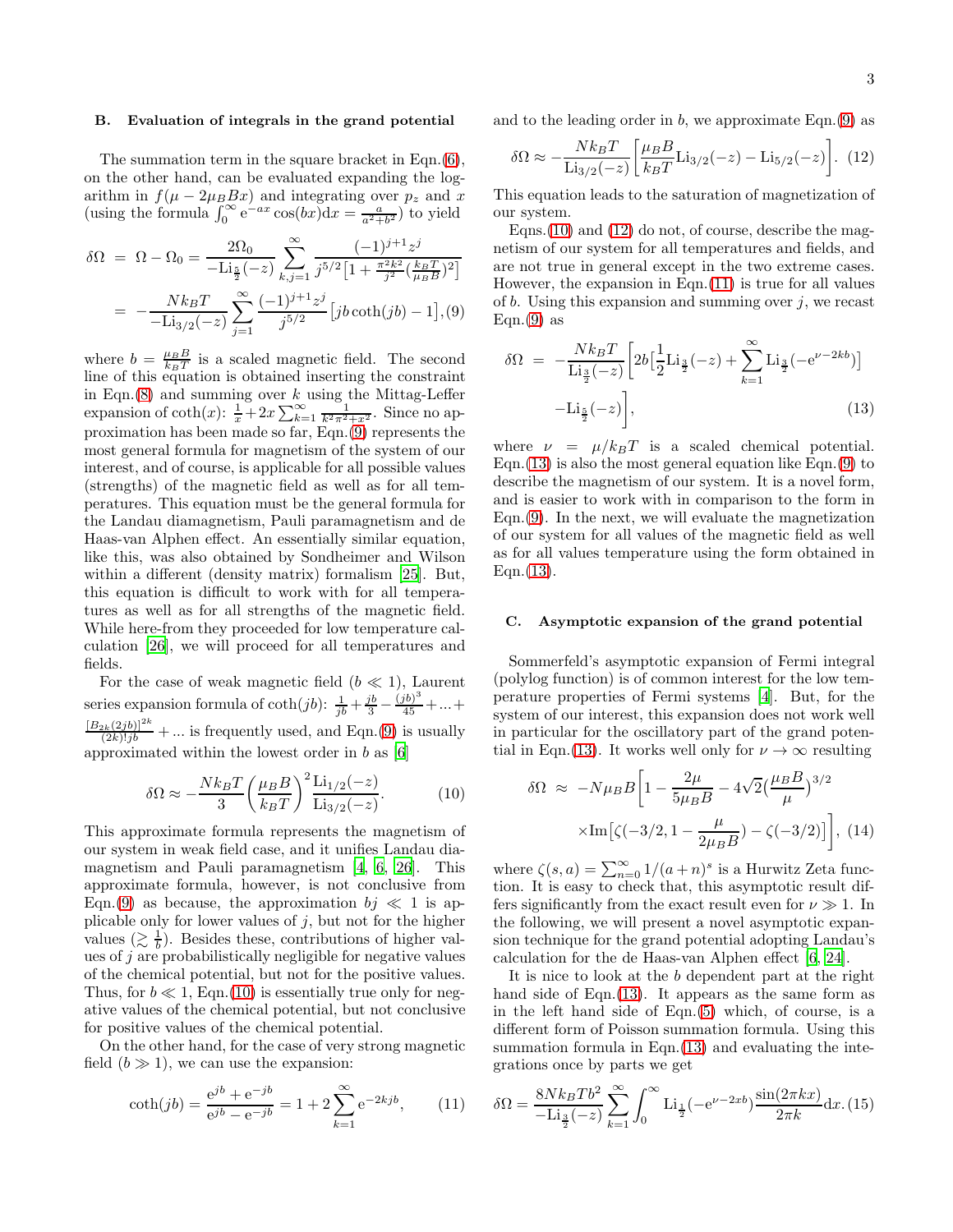### B. Evaluation of integrals in the grand potential

The summation term in the square bracket in Eqn.(6), on the other hand, can be evaluated expanding the logarithm in $f(\mu - 2\mu_B Bx)$ and integrating over $p_z$ and $x$ (using the formula $\int_0^\infty e^{-ax}\cos(bx)dx = \frac{a}{a^2+b^2}$) to yield

$$
\begin{aligned}
\delta\Omega &= \Omega - \Omega_0 = \frac{2\Omega_0}{-\mathrm{Li}_{\frac{5}{2}}(-z)} \sum_{k,j=1}^{\infty} \frac{(-1)^{j+1} z^j}{j^{5/2}\left[1 + \frac{\pi^2 k^2}{j^2}(\frac{k_B T}{\mu_B B})^2\right]} \\
&= -\frac{N k_B T}{-\mathrm{Li}_{3/2}(-z)} \sum_{j=1}^{\infty} \frac{(-1)^{j+1} z^j}{j^{5/2}}\left[jb\coth(jb) - 1\right], \quad (9)
\end{aligned}
$$

where $b = \frac{\mu_B B}{k_B T}$ is a scaled magnetic field. The second line of this equation is obtained inserting the constraint in Eqn.(8) and summing over $k$ using the Mittag-Leffer expansion of $\coth(x)$: $\frac{1}{x} + 2x\sum_{k=1}^\infty \frac{1}{k^2\pi^2 + x^2}$. Since no approximation has been made so far, Eqn.(9) represents the most general formula for magnetism of the system of our interest, and of course, is applicable for all possible values (strengths) of the magnetic field as well as for all temperatures. This equation must be the general formula for the Landau diamagnetism, Pauli paramagnetism and de Haas-van Alphen effect. An essentially similar equation, like this, was also obtained by Sondheimer and Wilson within a different (density matrix) formalism [25]. But, this equation is difficult to work with for all temperatures as well as for all strengths of the magnetic field. While here-from they proceeded for low temperature calculation [26], we will proceed for all temperatures and fields.

For the case of weak magnetic field ($b \ll 1$), Laurent series expansion formula of $\coth(jb)$: $\frac{1}{jb} + \frac{jb}{3} - \frac{(jb)^3}{45} + ... + \frac{[B_{2k}(2jb)]^{2k}}{(2k)!jb} + ...$ is frequently used, and Eqn.(9) is usually approximated within the lowest order in $b$ as [6]

$$
\delta\Omega \approx -\frac{N k_B T}{3}\left(\frac{\mu_B B}{k_B T}\right)^2 \frac{\mathrm{Li}_{1/2}(-z)}{\mathrm{Li}_{3/2}(-z)}. \quad (10)
$$

This approximate formula represents the magnetism of our system in weak field case, and it unifies Landau diamagnetism and Pauli paramagnetism [4, 6, 26]. This approximate formula, however, is not conclusive from Eqn.(9) as because, the approximation $bj \ll 1$ is applicable only for lower values of $j$, but not for the higher values ($\gtrsim \frac{1}{b}$). Besides these, contributions of higher values of $j$ are probabilistically negligible for negative values of the chemical potential, but not for the positive values. Thus, for $b \ll 1$, Eqn.(10) is essentially true only for negative values of the chemical potential, but not conclusive for positive values of the chemical potential.

On the other hand, for the case of very strong magnetic field ($b \gg 1$), we can use the expansion:

$$
\coth(jb) = \frac{e^{jb} + e^{-jb}}{e^{jb} - e^{-jb}} = 1 + 2\sum_{k=1}^{\infty} e^{-2kjb}, \quad (11)
$$

and to the leading order in $b$, we approximate Eqn.(9) as

$$
\delta\Omega \approx -\frac{N k_B T}{\mathrm{Li}_{3/2}(-z)}\left[\frac{\mu_B B}{k_B T}\mathrm{Li}_{3/2}(-z) - \mathrm{Li}_{5/2}(-z)\right]. \quad (12)
$$

This equation leads to the saturation of magnetization of our system.

Eqns.(10) and (12) do not, of course, describe the magnetism of our system for all temperatures and fields, and are not true in general except in the two extreme cases. However, the expansion in Eqn.(11) is true for all values of $b$. Using this expansion and summing over $j$, we recast Eqn.(9) as

$$
\begin{aligned}
\delta\Omega &= -\frac{N k_B T}{\mathrm{Li}_{\frac{3}{2}}(-z)}\Big[2b\big[\frac{1}{2}\mathrm{Li}_{\frac{3}{2}}(-z) + \sum_{k=1}^{\infty}\mathrm{Li}_{\frac{3}{2}}(-e^{\nu - 2kb})\big] \\
&\quad - \mathrm{Li}_{\frac{5}{2}}(-z)\Big], \quad (13)
\end{aligned}
$$

where $\nu = \mu/k_B T$ is a scaled chemical potential. Eqn.(13) is also the most general equation like Eqn.(9) to describe the magnetism of our system. It is a novel form, and is easier to work with in comparison to the form in Eqn.(9). In the next, we will evaluate the magnetization of our system for all values of the magnetic field as well as for all values temperature using the form obtained in Eqn.(13).

### C. Asymptotic expansion of the grand potential

Sommerfeld's asymptotic expansion of Fermi integral (polylog function) is of common interest for the low temperature properties of Fermi systems [4]. But, for the system of our interest, this expansion does not work well in particular for the oscillatory part of the grand potential in Eqn.(13). It works well only for $\nu \to \infty$ resulting

$$
\begin{aligned}
\delta\Omega &\approx -N\mu_B B\Big[1 - \frac{2\mu}{5\mu_B B} - 4\sqrt{2}\big(\frac{\mu_B B}{\mu}\big)^{3/2} \\
&\quad \times \mathrm{Im}\big[\zeta(-3/2, 1 - \frac{\mu}{2\mu_B B}) - \zeta(-3/2)\big]\Big], \quad (14)
\end{aligned}
$$

where $\zeta(s,a) = \sum_{n=0}^\infty 1/(a+n)^s$ is a Hurwitz Zeta function. It is easy to check that, this asymptotic result differs significantly from the exact result even for $\nu \gg 1$. In the following, we will present a novel asymptotic expansion technique for the grand potential adopting Landau's calculation for the de Haas-van Alphen effect [6, 24].

It is nice to look at the $b$ dependent part at the right hand side of Eqn.(13). It appears as the same form as in the left hand side of Eqn.(5) which, of course, is a different form of Poisson summation formula. Using this summation formula in Eqn.(13) and evaluating the integrations once by parts we get

$$
\delta\Omega = \frac{8 N k_B T b^2}{-\mathrm{Li}_{\frac{3}{2}}(-z)} \sum_{k=1}^{\infty} \int_0^\infty \mathrm{Li}_{\frac{1}{2}}(-e^{\nu - 2xb}) \frac{\sin(2\pi k x)}{2\pi k} dx. \quad (15)
$$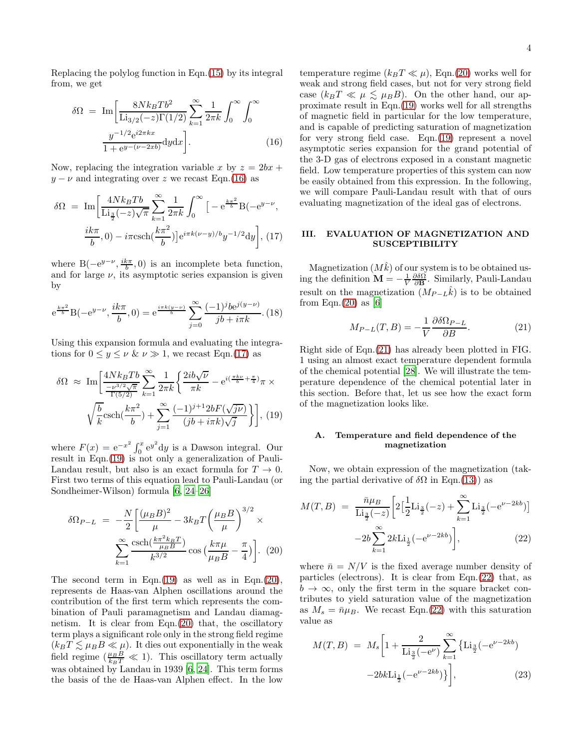Replacing the polylog function in Eqn.(15) by its integral from, we get

$$\delta\Omega = \mathrm{Im}\bigg[\frac{8Nk_BTb^2}{\mathrm{Li}_{3/2}(-z)\Gamma(1/2)}\sum_{k=1}^{\infty}\frac{1}{2\pi k}\int_0^{\infty}\int_0^{\infty}\frac{y^{-1/2}\mathrm{e}^{i2\pi kx}}{1+\mathrm{e}^{y-(\nu-2xb)}}\mathrm{d}y\mathrm{d}x\bigg]. \quad (16)$$

Now, replacing the integration variable $x$ by $z = 2bx + y - \nu$ and integrating over $z$ we recast Eqn.(16) as

$$\delta\Omega = \mathrm{Im}\bigg[\frac{4Nk_BTb}{\mathrm{Li}_{\frac{3}{2}}(-z)\sqrt{\pi}}\sum_{k=1}^{\infty}\frac{1}{2\pi k}\int_0^{\infty}\big[-\mathrm{e}^{\frac{k\pi^2}{b}}\mathrm{B}(-\mathrm{e}^{y-\nu}, \frac{ik\pi}{b}, 0) - i\pi\mathrm{csch}(\frac{k\pi^2}{b})\big]\mathrm{e}^{i\pi k(\nu-y)/b}y^{-1/2}\mathrm{d}y\bigg], \quad (17)$$

where $\mathrm{B}(-\mathrm{e}^{y-\nu}, \frac{ik\pi}{b}, 0)$ is an incomplete beta function, and for large $\nu$, its asymptotic series expansion is given by

$$\mathrm{e}^{\frac{k\pi^2}{b}}\mathrm{B}(-\mathrm{e}^{y-\nu}, \frac{ik\pi}{b}, 0) = \mathrm{e}^{\frac{i\pi k(y-\nu)}{b}}\sum_{j=0}^{\infty}\frac{(-1)^j b\mathrm{e}^{j(y-\nu)}}{jb + i\pi k}. \quad (18)$$

Using this expansion formula and evaluating the integrations for $0 \le y \le \nu$ & $\nu \gg 1$, we recast Eqn.(17) as

$$\delta\Omega \approx \mathrm{Im}\bigg[\frac{4Nk_BTb}{\frac{-\nu^{3/2}\sqrt{\pi}}{\Gamma(5/2)}}\sum_{k=1}^{\infty}\frac{1}{2\pi k}\bigg\{\frac{2ib\sqrt{\nu}}{\pi k} - \mathrm{e}^{i(\frac{\pi k\nu}{b}+\frac{\pi}{4})}\pi \times \sqrt{\frac{b}{k}}\mathrm{csch}(\frac{k\pi^2}{b}) + \sum_{j=1}^{\infty}\frac{(-1)^{j+1}2bF(\sqrt{j\nu})}{(jb+i\pi k)\sqrt{j}}\bigg\}\bigg], \quad (19)$$

where $F(x) = \mathrm{e}^{-x^2}\int_0^x \mathrm{e}^{y^2}\mathrm{d}y$ is a Dawson integral. Our result in Eqn.(19) is not only a generalization of Pauli-Landau result, but also is an exact formula for $T \to 0$. First two terms of this equation lead to Pauli-Landau (or Sondheimer-Wilson) formula [6, 24–26]

$$\delta\Omega_{P-L} = -\frac{N}{2}\bigg[\frac{(\mu_B B)^2}{\mu} - 3k_BT\Big(\frac{\mu_B B}{\mu}\Big)^{3/2} \times \sum_{k=1}^{\infty}\frac{\mathrm{csch}(\frac{k\pi^2 k_BT}{\mu_B B})}{k^{3/2}}\cos\big(\frac{k\pi\mu}{\mu_B B} - \frac{\pi}{4}\big)\bigg]. \quad (20)$$

The second term in Eqn.(19) as well as in Eqn.(20), represents de Haas-van Alphen oscillations around the contribution of the first term which represents the combination of Pauli paramagnetism and Landau diamagnetism. It is clear from Eqn.(20) that, the oscillatory term plays a significant role only in the strong field regime ($k_BT \lesssim \mu_B B \ll \mu$). It dies out exponentially in the weak field regime ($\frac{\mu_B B}{k_BT} \ll 1$). This oscillatory term actually was obtained by Landau in 1939 [6, 24]. This term forms the basis of the de Haas-van Alphen effect. In the low temperature regime ($k_BT \ll \mu$), Eqn.(20) works well for weak and strong field cases, but not for very strong field case ($k_BT \ll \mu \lesssim \mu_B B$). On the other hand, our approximate result in Eqn.(19) works well for all strengths of magnetic field in particular for the low temperature, and is capable of predicting saturation of magnetization for very strong field case. Eqn.(19) represent a novel asymptotic series expansion for the grand potential of the 3-D gas of electrons exposed in a constant magnetic field. Low temperature properties of this system can now be easily obtained from this expression. In the following, we will compare Pauli-Landau result with that of ours evaluating magnetization of the ideal gas of electrons.

## III. EVALUATION OF MAGNETIZATION AND SUSCEPTIBILITY

Magnetization ($M\hat{k}$) of our system is to be obtained using the definition $\mathbf{M} = -\frac{1}{V}\frac{\partial\delta\Omega}{\partial\mathbf{B}}$. Similarly, Pauli-Landau result on the magnetization ($M_{P-L}\hat{k}$) is to be obtained from Eqn.(20) as [6]

$$M_{P-L}(T, B) = -\frac{1}{V}\frac{\partial\delta\Omega_{P-L}}{\partial B}. \quad (21)$$

Right side of Eqn.(21) has already been plotted in FIG. 1 using an almost exact temperature dependent formula of the chemical potential [28]. We will illustrate the temperature dependence of the chemical potential later in this section. Before that, let us see how the exact form of the magnetization looks like.

### A. Temperature and field dependence of the magnetization

Now, we obtain expression of the magnetization (taking the partial derivative of $\delta\Omega$ in Eqn.(13)) as

$$M(T, B) = \frac{\bar{n}\mu_B}{\mathrm{Li}_{\frac{3}{2}}(-z)}\bigg[2\big[\frac{1}{2}\mathrm{Li}_{\frac{3}{2}}(-z) + \sum_{k=1}^{\infty}\mathrm{Li}_{\frac{3}{2}}(-\mathrm{e}^{\nu-2kb})\big] - 2b\sum_{k=1}^{\infty}2k\mathrm{Li}_{\frac{1}{2}}(-\mathrm{e}^{\nu-2kb})\bigg], \quad (22)$$

where $\bar{n} = N/V$ is the fixed average number density of particles (electrons). It is clear from Eqn.(22) that, as $b \to \infty$, only the first term in the square bracket contributes to yield saturation value of the magnetization as $M_s = \bar{n}\mu_B$. We recast Eqn.(22) with this saturation value as

$$M(T, B) = M_s\bigg[1 + \frac{2}{\mathrm{Li}_{\frac{3}{2}}(-\mathrm{e}^{\nu})}\sum_{k=1}^{\infty}\big\{\mathrm{Li}_{\frac{3}{2}}(-\mathrm{e}^{\nu-2kb}) - 2bk\mathrm{Li}_{\frac{1}{2}}(-\mathrm{e}^{\nu-2kb})\big\}\bigg], \quad (23)$$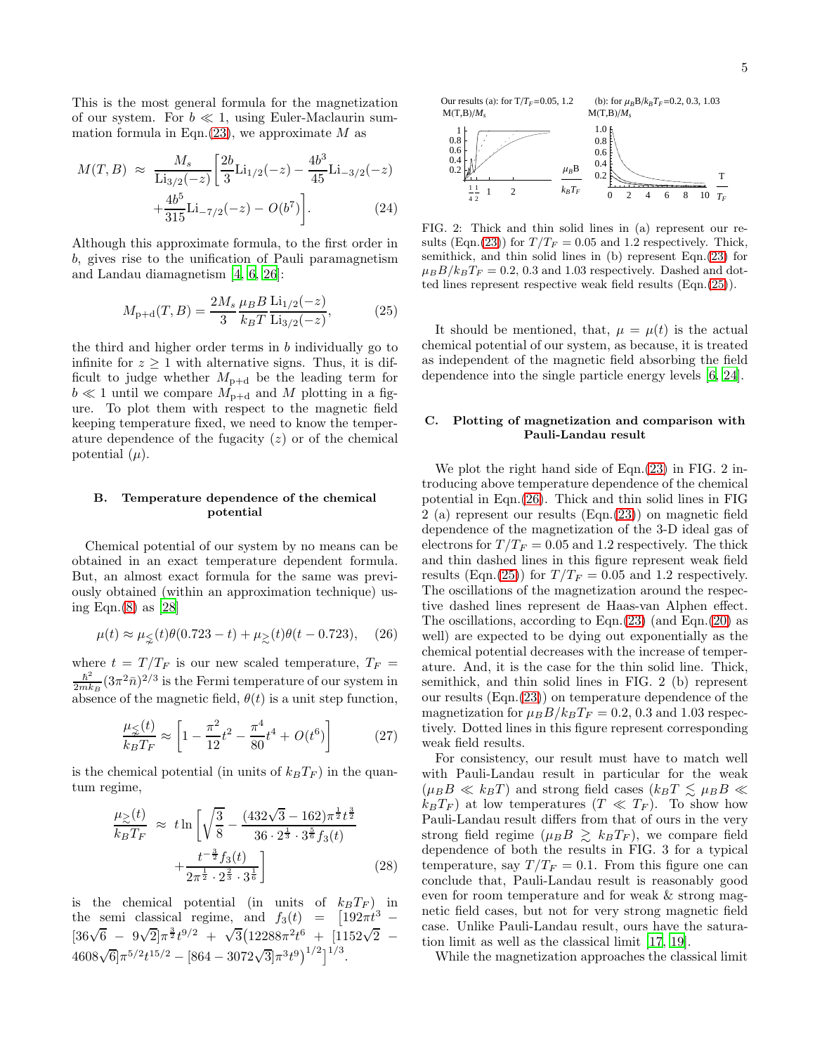This is the most general formula for the magnetization of our system. For $b \ll 1$, using Euler-Maclaurin summation formula in Eqn.(23), we approximate $M$ as

$$M(T,B) \approx \frac{M_s}{\mathrm{Li}_{3/2}(-z)}\left[\frac{2b}{3}\mathrm{Li}_{1/2}(-z) - \frac{4b^3}{45}\mathrm{Li}_{-3/2}(-z) + \frac{4b^5}{315}\mathrm{Li}_{-7/2}(-z) - O(b^7)\right]. \tag{24}$$

Although this approximate formula, to the first order in $b$, gives rise to the unification of Pauli paramagnetism and Landau diamagnetism [4, 6, 26]:

$$M_{\mathrm{p+d}}(T,B) = \frac{2M_s}{3}\frac{\mu_B B}{k_B T}\frac{\mathrm{Li}_{1/2}(-z)}{\mathrm{Li}_{3/2}(-z)}, \tag{25}$$

the third and higher order terms in $b$ individually go to infinite for $z \geq 1$ with alternative signs. Thus, it is difficult to judge whether $M_{\mathrm{p+d}}$ be the leading term for $b \ll 1$ until we compare $M_{\mathrm{p+d}}$ and $M$ plotting in a figure. To plot them with respect to the magnetic field keeping temperature fixed, we need to know the temperature dependence of the fugacity ($z$) or of the chemical potential ($\mu$).

### B. Temperature dependence of the chemical potential

Chemical potential of our system by no means can be obtained in an exact temperature dependent formula. But, an almost exact formula for the same was previously obtained (within an approximation technique) using Eqn.(8) as [28]

$$\mu(t) \approx \mu_{\lesssim}(t)\theta(0.723 - t) + \mu_{\gtrsim}(t)\theta(t - 0.723), \tag{26}$$

where $t = T/T_F$ is our new scaled temperature, $T_F = \frac{\hbar^2}{2mk_B}(3\pi^2\bar{n})^{2/3}$ is the Fermi temperature of our system in absence of the magnetic field, $\theta(t)$ is a unit step function,

$$\frac{\mu_{\lesssim}(t)}{k_B T_F} \approx \left[1 - \frac{\pi^2}{12}t^2 - \frac{\pi^4}{80}t^4 + O(t^6)\right] \tag{27}$$

is the chemical potential (in units of $k_B T_F$) in the quantum regime,

$$\frac{\mu_{\gtrsim}(t)}{k_B T_F} \approx t\ln\left[\sqrt{\frac{3}{8}} - \frac{(432\sqrt{3} - 162)\pi^{\frac{1}{2}}t^{\frac{3}{2}}}{36 \cdot 2^{\frac{1}{3}} \cdot 3^{\frac{5}{6}} f_3(t)} + \frac{t^{-\frac{3}{2}} f_3(t)}{2\pi^{\frac{1}{2}} \cdot 2^{\frac{2}{3}} \cdot 3^{\frac{1}{6}}}\right] \tag{28}$$

is the chemical potential (in units of $k_B T_F$) in the semi classical regime, and $f_3(t) = \big[192\pi t^3 - [36\sqrt{6} - 9\sqrt{2}]\pi^{\frac{3}{2}}t^{9/2} + \sqrt{3}\big(12288\pi^2 t^6 + [1152\sqrt{2} - 4608\sqrt{6}]\pi^{5/2}t^{15/2} - [864 - 3072\sqrt{3}]\pi^3 t^9\big)^{1/2}\big]^{1/3}$.

FIG. 2: Thick and thin solid lines in (a) represent our results (Eqn.(23)) for $T/T_F = 0.05$ and 1.2 respectively. Thick, semithick, and thin solid lines in (b) represent Eqn.(23) for $\mu_B B/k_B T_F = 0.2$, 0.3 and 1.03 respectively. Dashed and dotted lines represent respective weak field results (Eqn.(25)).

It should be mentioned, that, $\mu = \mu(t)$ is the actual chemical potential of our system, as because, it is treated as independent of the magnetic field absorbing the field dependence into the single particle energy levels [6, 24].

### C. Plotting of magnetization and comparison with Pauli-Landau result

We plot the right hand side of Eqn.(23) in FIG. 2 introducing above temperature dependence of the chemical potential in Eqn.(26). Thick and thin solid lines in FIG 2 (a) represent our results (Eqn.(23)) on magnetic field dependence of the magnetization of the 3-D ideal gas of electrons for $T/T_F = 0.05$ and 1.2 respectively. The thick and thin dashed lines in this figure represent weak field results (Eqn.(25)) for $T/T_F = 0.05$ and 1.2 respectively. The oscillations of the magnetization around the respective dashed lines represent de Haas-van Alphen effect. The oscillations, according to Eqn.(23) (and Eqn.(20) as well) are expected to be dying out exponentially as the chemical potential decreases with the increase of temperature. And, it is the case for the thin solid line. Thick, semithick, and thin solid lines in FIG. 2 (b) represent our results (Eqn.(23)) on temperature dependence of the magnetization for $\mu_B B/k_B T_F = 0.2$, 0.3 and 1.03 respectively. Dotted lines in this figure represent corresponding weak field results.

For consistency, our result must have to match well with Pauli-Landau result in particular for the weak ($\mu_B B \ll k_B T$) and strong field cases ($k_B T \lesssim \mu_B B \ll k_B T_F$) at low temperatures ($T \ll T_F$). To show how Pauli-Landau result differs from that of ours in the very strong field regime ($\mu_B B \gtrsim k_B T_F$), we compare field dependence of both the results in FIG. 3 for a typical temperature, say $T/T_F = 0.1$. From this figure one can conclude that, Pauli-Landau result is reasonably good even for room temperature and for weak & strong magnetic field cases, but not for very strong magnetic field case. Unlike Pauli-Landau result, ours have the saturation limit as well as the classical limit [17, 19].

While the magnetization approaches the classical limit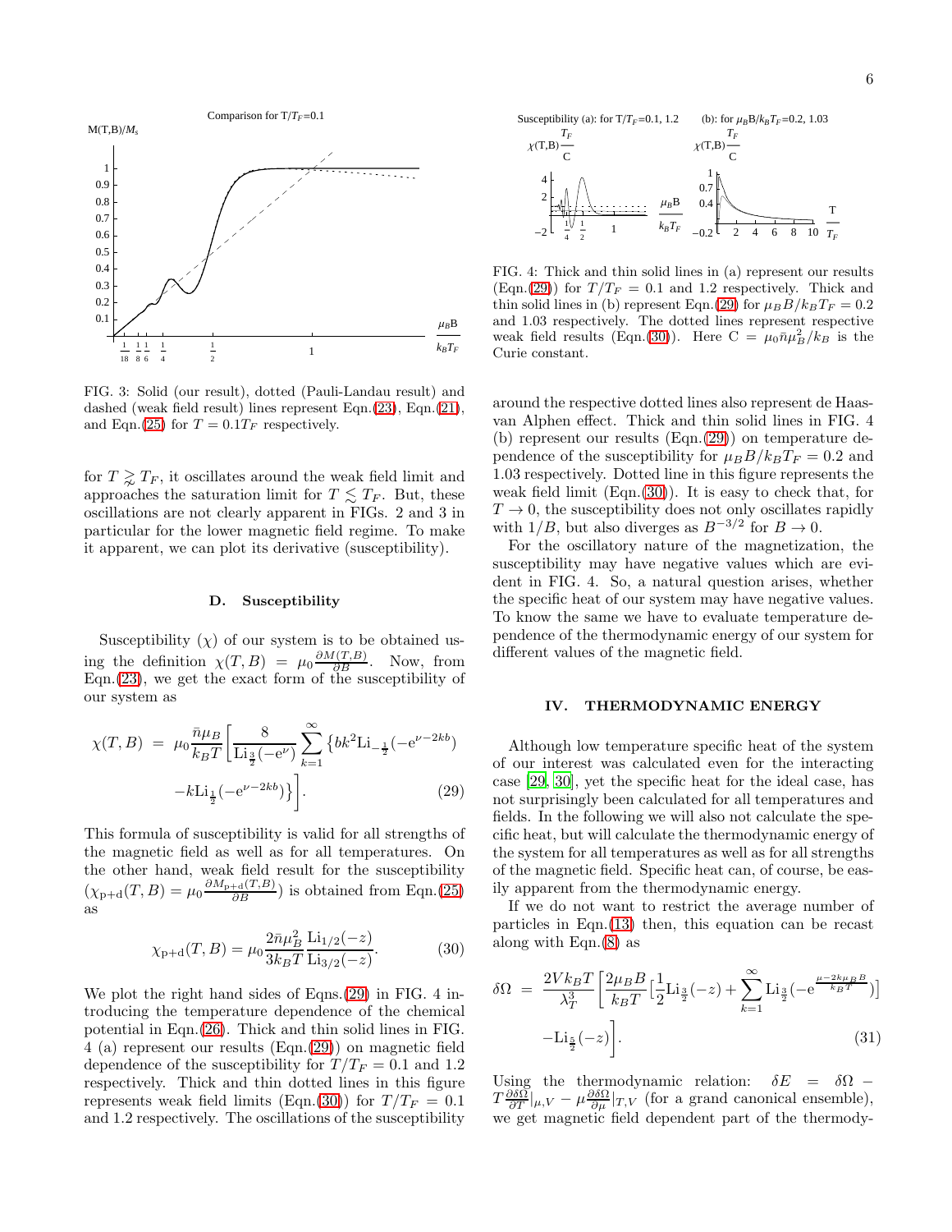FIG. 3: Solid (our result), dotted (Pauli-Landau result) and dashed (weak field result) lines represent Eqn.(23), Eqn.(21), and Eqn.(25) for $T = 0.1T_F$ respectively.

for $T \gtrsim T_F$, it oscillates around the weak field limit and approaches the saturation limit for $T \lesssim T_F$. But, these oscillations are not clearly apparent in FIGs. 2 and 3 in particular for the lower magnetic field regime. To make it apparent, we can plot its derivative (susceptibility).

### D. Susceptibility

Susceptibility ($\chi$) of our system is to be obtained using the definition $\chi(T,B) = \mu_0 \frac{\partial M(T,B)}{\partial B}$. Now, from Eqn.(23), we get the exact form of the susceptibility of our system as

$$\chi(T,B) = \mu_0 \frac{\bar{n}\mu_B}{k_B T}\Big[\frac{8}{\mathrm{Li}_{\frac{3}{2}}(-\mathrm{e}^{\nu})}\sum_{k=1}^{\infty}\big\{bk^2 \mathrm{Li}_{-\frac{1}{2}}(-\mathrm{e}^{\nu-2kb}) - k\mathrm{Li}_{\frac{1}{2}}(-\mathrm{e}^{\nu-2kb})\big\}\Big]. \quad (29)$$

This formula of susceptibility is valid for all strengths of the magnetic field as well as for all temperatures. On the other hand, weak field result for the susceptibility ($\chi_{\mathrm{p+d}}(T,B) = \mu_0 \frac{\partial M_{\mathrm{p+d}}(T,B)}{\partial B}$) is obtained from Eqn.(25) as

$$\chi_{\mathrm{p+d}}(T,B) = \mu_0 \frac{2\bar{n}\mu_B^2}{3k_B T}\frac{\mathrm{Li}_{1/2}(-z)}{\mathrm{Li}_{3/2}(-z)}. \quad (30)$$

We plot the right hand sides of Eqns.(29) in FIG. 4 introducing the temperature dependence of the chemical potential in Eqn.(26). Thick and thin solid lines in FIG. 4 (a) represent our results (Eqn.(29)) on magnetic field dependence of the susceptibility for $T/T_F = 0.1$ and 1.2 respectively. Thick and thin dotted lines in this figure represents weak field limits (Eqn.(30)) for $T/T_F = 0.1$ and 1.2 respectively. The oscillations of the susceptibility

FIG. 4: Thick and thin solid lines in (a) represent our results (Eqn.(29)) for $T/T_F = 0.1$ and 1.2 respectively. Thick and thin solid lines in (b) represent Eqn.(29) for $\mu_B B/k_B T_F = 0.2$ and 1.03 respectively. The dotted lines represent respective weak field results (Eqn.(30)). Here $\mathrm{C} = \mu_0 \bar{n}\mu_B^2/k_B$ is the Curie constant.

around the respective dotted lines also represent de Haas-van Alphen effect. Thick and thin solid lines in FIG. 4 (b) represent our results (Eqn.(29)) on temperature dependence of the susceptibility for $\mu_B B/k_B T_F = 0.2$ and 1.03 respectively. Dotted line in this figure represents the weak field limit (Eqn.(30)). It is easy to check that, for $T \to 0$, the susceptibility does not only oscillates rapidly with $1/B$, but also diverges as $B^{-3/2}$ for $B \to 0$.

For the oscillatory nature of the magnetization, the susceptibility may have negative values which are evident in FIG. 4. So, a natural question arises, whether the specific heat of our system may have negative values. To know the same we have to evaluate temperature dependence of the thermodynamic energy of our system for different values of the magnetic field.

## IV. THERMODYNAMIC ENERGY

Although low temperature specific heat of the system of our interest was calculated even for the interacting case [29, 30], yet the specific heat for the ideal case, has not surprisingly been calculated for all temperatures and fields. In the following we will also not calculate the specific heat, but will calculate the thermodynamic energy of the system for all temperatures as well as for all strengths of the magnetic field. Specific heat can, of course, be easily apparent from the thermodynamic energy.

If we do not want to restrict the average number of particles in Eqn.(13) then, this equation can be recast along with Eqn.(8) as

$$\delta\Omega = \frac{2Vk_BT}{\lambda_T^3}\Big[\frac{2\mu_B B}{k_B T}\Big[\frac{1}{2}\mathrm{Li}_{\frac{3}{2}}(-z) + \sum_{k=1}^{\infty}\mathrm{Li}_{\frac{3}{2}}(-\mathrm{e}^{\frac{\mu - 2k\mu_B B}{k_B T}})\Big] - \mathrm{Li}_{\frac{5}{2}}(-z)\Big]. \quad (31)$$

Using the thermodynamic relation: $\delta E = \delta\Omega - T\frac{\partial \delta\Omega}{\partial T}|_{\mu,V} - \mu\frac{\partial \delta\Omega}{\partial \mu}|_{T,V}$ (for a grand canonical ensemble), we get magnetic field dependent part of the thermody-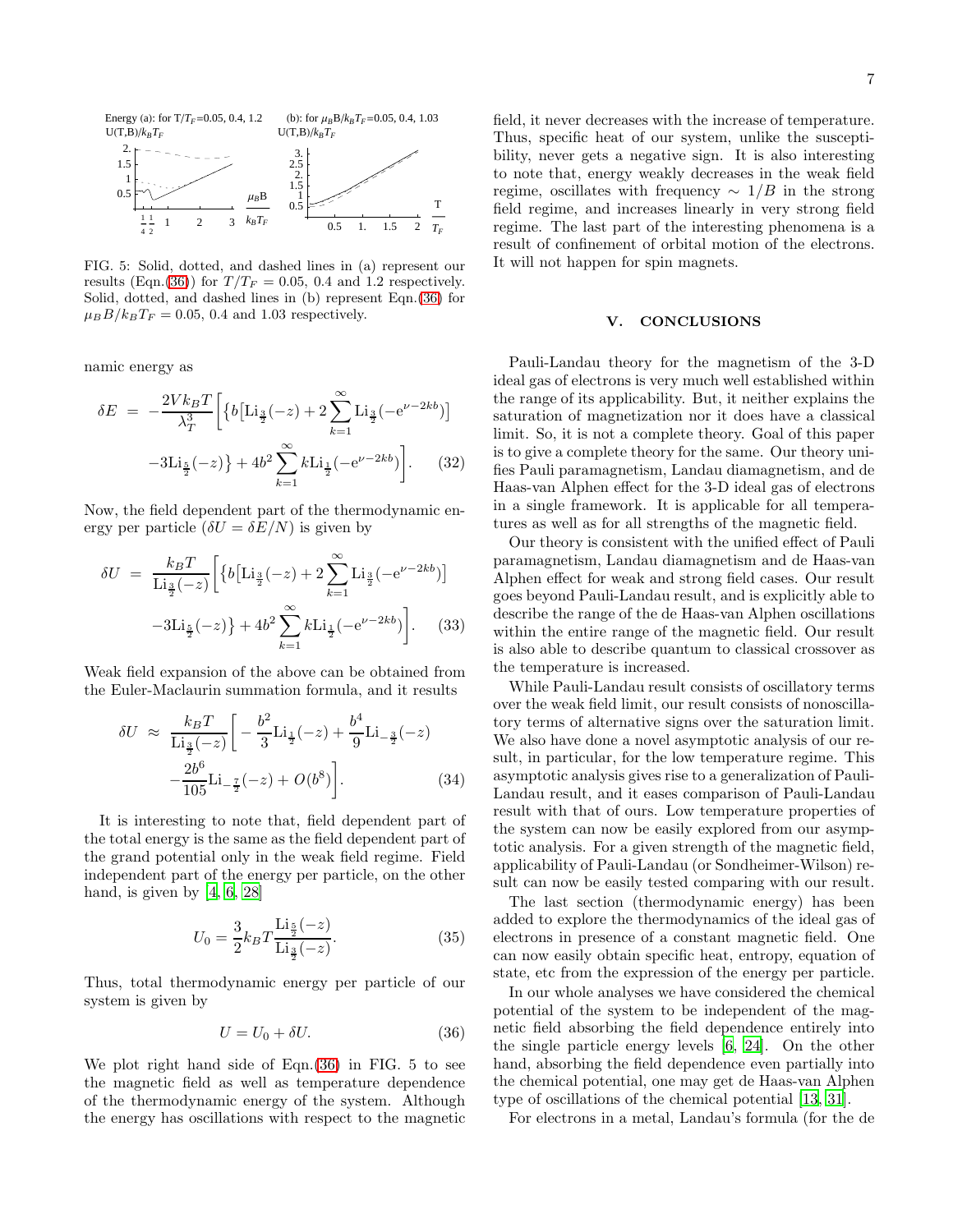Energy (a): for $T/T_F$=0.05, 0.4, 1.2

$U(T,B)/k_BT_F$

2.

1.5

1

0.5

$\frac{1}{4}$ $\frac{1}{2}$ 1 2 3 $\frac{\mu_B B}{k_B T_F}$

(b): for $\mu_B B/k_BT_F$=0.05, 0.4, 1.03

$U(T,B)/k_BT_F$

3.

2.5

2.

1.5

1

0.5

0.5 1. 1.5 2 $\frac{T}{T_F}$

FIG. 5: Solid, dotted, and dashed lines in (a) represent our results (Eqn.(36)) for $T/T_F = 0.05$, 0.4 and 1.2 respectively. Solid, dotted, and dashed lines in (b) represent Eqn.(36) for $\mu_B B/k_BT_F = 0.05$, 0.4 and 1.03 respectively.

namic energy as

$$\delta E = -\frac{2Vk_BT}{\lambda_T^3}\Big[\big\{b\big[\mathrm{Li}_{\frac{3}{2}}(-z) + 2\sum_{k=1}^{\infty}\mathrm{Li}_{\frac{3}{2}}(-\mathrm{e}^{\nu-2kb})\big] -3\mathrm{Li}_{\frac{5}{2}}(-z)\big\} + 4b^2\sum_{k=1}^{\infty}k\mathrm{Li}_{\frac{1}{2}}(-\mathrm{e}^{\nu-2kb})\Big]. \quad (32)$$

Now, the field dependent part of the thermodynamic energy per particle ($\delta U = \delta E/N$) is given by

$$\delta U = \frac{k_BT}{\mathrm{Li}_{\frac{3}{2}}(-z)}\Big[\big\{b\big[\mathrm{Li}_{\frac{3}{2}}(-z) + 2\sum_{k=1}^{\infty}\mathrm{Li}_{\frac{3}{2}}(-\mathrm{e}^{\nu-2kb})\big] -3\mathrm{Li}_{\frac{5}{2}}(-z)\big\} + 4b^2\sum_{k=1}^{\infty}k\mathrm{Li}_{\frac{1}{2}}(-\mathrm{e}^{\nu-2kb})\Big]. \quad (33)$$

Weak field expansion of the above can be obtained from the Euler-Maclaurin summation formula, and it results

$$\delta U \approx \frac{k_BT}{\mathrm{Li}_{\frac{3}{2}}(-z)}\Big[-\frac{b^2}{3}\mathrm{Li}_{\frac{1}{2}}(-z) + \frac{b^4}{9}\mathrm{Li}_{-\frac{3}{2}}(-z) -\frac{2b^6}{105}\mathrm{Li}_{-\frac{7}{2}}(-z) + O(b^8)\Big]. \quad (34)$$

It is interesting to note that, field dependent part of the total energy is the same as the field dependent part of the grand potential only in the weak field regime. Field independent part of the energy per particle, on the other hand, is given by [4, 6, 28]

$$U_0 = \frac{3}{2}k_BT\frac{\mathrm{Li}_{\frac{5}{2}}(-z)}{\mathrm{Li}_{\frac{3}{2}}(-z)}. \quad (35)$$

Thus, total thermodynamic energy per particle of our system is given by

$$U = U_0 + \delta U. \quad (36)$$

We plot right hand side of Eqn.(36) in FIG. 5 to see the magnetic field as well as temperature dependence of the thermodynamic energy of the system. Although the energy has oscillations with respect to the magnetic field, it never decreases with the increase of temperature. Thus, specific heat of our system, unlike the susceptibility, never gets a negative sign. It is also interesting to note that, energy weakly decreases in the weak field regime, oscillates with frequency $\sim 1/B$ in the strong field regime, and increases linearly in very strong field regime. The last part of the interesting phenomena is a result of confinement of orbital motion of the electrons. It will not happen for spin magnets.

## V. CONCLUSIONS

Pauli-Landau theory for the magnetism of the 3-D ideal gas of electrons is very much well established within the range of its applicability. But, it neither explains the saturation of magnetization nor it does have a classical limit. So, it is not a complete theory. Goal of this paper is to give a complete theory for the same. Our theory unifies Pauli paramagnetism, Landau diamagnetism, and de Haas-van Alphen effect for the 3-D ideal gas of electrons in a single framework. It is applicable for all temperatures as well as for all strengths of the magnetic field.

Our theory is consistent with the unified effect of Pauli paramagnetism, Landau diamagnetism and de Haas-van Alphen effect for weak and strong field cases. Our result goes beyond Pauli-Landau result, and is explicitly able to describe the range of the de Haas-van Alphen oscillations within the entire range of the magnetic field. Our result is also able to describe quantum to classical crossover as the temperature is increased.

While Pauli-Landau result consists of oscillatory terms over the weak field limit, our result consists of nonoscillatory terms of alternative signs over the saturation limit. We also have done a novel asymptotic analysis of our result, in particular, for the low temperature regime. This asymptotic analysis gives rise to a generalization of Pauli-Landau result, and it eases comparison of Pauli-Landau result with that of ours. Low temperature properties of the system can now be easily explored from our asymptotic analysis. For a given strength of the magnetic field, applicability of Pauli-Landau (or Sondheimer-Wilson) result can now be easily tested comparing with our result.

The last section (thermodynamic energy) has been added to explore the thermodynamics of the ideal gas of electrons in presence of a constant magnetic field. One can now easily obtain specific heat, entropy, equation of state, etc from the expression of the energy per particle.

In our whole analyses we have considered the chemical potential of the system to be independent of the magnetic field absorbing the field dependence entirely into the single particle energy levels [6, 24]. On the other hand, absorbing the field dependence even partially into the chemical potential, one may get de Haas-van Alphen type of oscillations of the chemical potential [13, 31].

For electrons in a metal, Landau's formula (for the de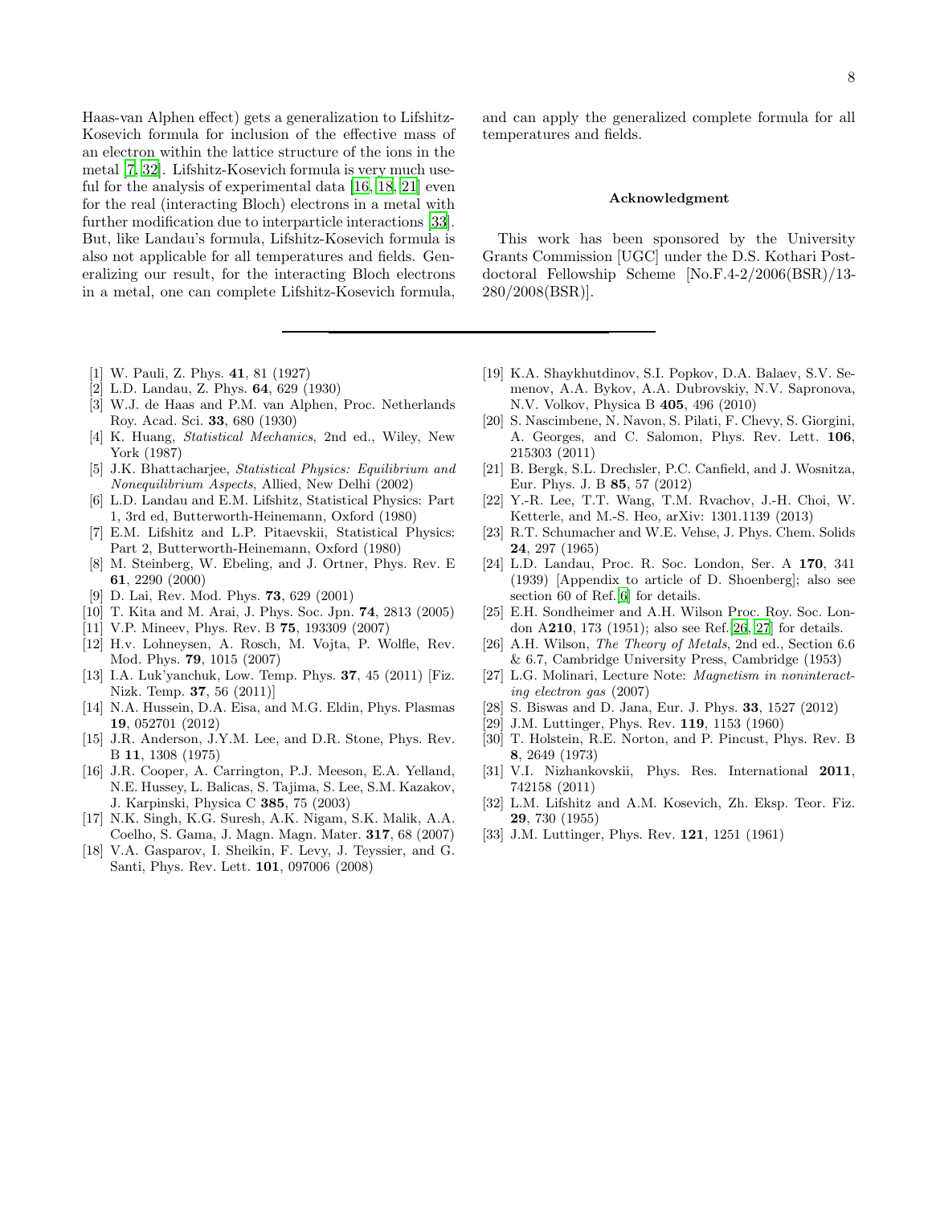Haas-van Alphen effect) gets a generalization to Lifshitz-Kosevich formula for inclusion of the effective mass of an electron within the lattice structure of the ions in the metal [7, 32]. Lifshitz-Kosevich formula is very much useful for the analysis of experimental data [16, 18, 21] even for the real (interacting Bloch) electrons in a metal with further modification due to interparticle interactions [33]. But, like Landau's formula, Lifshitz-Kosevich formula is also not applicable for all temperatures and fields. Generalizing our result, for the interacting Bloch electrons in a metal, one can complete Lifshitz-Kosevich formula, and can apply the generalized complete formula for all temperatures and fields.

### Acknowledgment

This work has been sponsored by the University Grants Commission [UGC] under the D.S. Kothari Postdoctoral Fellowship Scheme [No.F.4-2/2006(BSR)/13-280/2008(BSR)].

---

[1] W. Pauli, Z. Phys. **41**, 81 (1927)
[2] L.D. Landau, Z. Phys. **64**, 629 (1930)
[3] W.J. de Haas and P.M. van Alphen, Proc. Netherlands Roy. Acad. Sci. **33**, 680 (1930)
[4] K. Huang, *Statistical Mechanics*, 2nd ed., Wiley, New York (1987)
[5] J.K. Bhattacharjee, *Statistical Physics: Equilibrium and Nonequilibrium Aspects*, Allied, New Delhi (2002)
[6] L.D. Landau and E.M. Lifshitz, Statistical Physics: Part 1, 3rd ed, Butterworth-Heinemann, Oxford (1980)
[7] E.M. Lifshitz and L.P. Pitaevskii, Statistical Physics: Part 2, Butterworth-Heinemann, Oxford (1980)
[8] M. Steinberg, W. Ebeling, and J. Ortner, Phys. Rev. E **61**, 2290 (2000)
[9] D. Lai, Rev. Mod. Phys. **73**, 629 (2001)
[10] T. Kita and M. Arai, J. Phys. Soc. Jpn. **74**, 2813 (2005)
[11] V.P. Mineev, Phys. Rev. B **75**, 193309 (2007)
[12] H.v. Lohneysen, A. Rosch, M. Vojta, P. Wolfle, Rev. Mod. Phys. **79**, 1015 (2007)
[13] I.A. Luk'yanchuk, Low. Temp. Phys. **37**, 45 (2011) [Fiz. Nizk. Temp. **37**, 56 (2011)]
[14] N.A. Hussein, D.A. Eisa, and M.G. Eldin, Phys. Plasmas **19**, 052701 (2012)
[15] J.R. Anderson, J.Y.M. Lee, and D.R. Stone, Phys. Rev. B **11**, 1308 (1975)
[16] J.R. Cooper, A. Carrington, P.J. Meeson, E.A. Yelland, N.E. Hussey, L. Balicas, S. Tajima, S. Lee, S.M. Kazakov, J. Karpinski, Physica C **385**, 75 (2003)
[17] N.K. Singh, K.G. Suresh, A.K. Nigam, S.K. Malik, A.A. Coelho, S. Gama, J. Magn. Magn. Mater. **317**, 68 (2007)
[18] V.A. Gasparov, I. Sheikin, F. Levy, J. Teyssier, and G. Santi, Phys. Rev. Lett. **101**, 097006 (2008)
[19] K.A. Shaykhutdinov, S.I. Popkov, D.A. Balaev, S.V. Semenov, A.A. Bykov, A.A. Dubrovskiy, N.V. Sapronova, N.V. Volkov, Physica B **405**, 496 (2010)
[20] S. Nascimbene, N. Navon, S. Pilati, F. Chevy, S. Giorgini, A. Georges, and C. Salomon, Phys. Rev. Lett. **106**, 215303 (2011)
[21] B. Bergk, S.L. Drechsler, P.C. Canfield, and J. Wosnitza, Eur. Phys. J. B **85**, 57 (2012)
[22] Y.-R. Lee, T.T. Wang, T.M. Rvachov, J.-H. Choi, W. Ketterle, and M.-S. Heo, arXiv: 1301.1139 (2013)
[23] R.T. Schumacher and W.E. Vehse, J. Phys. Chem. Solids **24**, 297 (1965)
[24] L.D. Landau, Proc. R. Soc. London, Ser. A **170**, 341 (1939) [Appendix to article of D. Shoenberg]; also see section 60 of Ref.[6] for details.
[25] E.H. Sondheimer and A.H. Wilson Proc. Roy. Soc. London A**210**, 173 (1951); also see Ref.[26, 27] for details.
[26] A.H. Wilson, *The Theory of Metals*, 2nd ed., Section 6.6 & 6.7, Cambridge University Press, Cambridge (1953)
[27] L.G. Molinari, Lecture Note: *Magnetism in noninteracting electron gas* (2007)
[28] S. Biswas and D. Jana, Eur. J. Phys. **33**, 1527 (2012)
[29] J.M. Luttinger, Phys. Rev. **119**, 1153 (1960)
[30] T. Holstein, R.E. Norton, and P. Pincust, Phys. Rev. B **8**, 2649 (1973)
[31] V.I. Nizhankovskii, Phys. Res. International **2011**, 742158 (2011)
[32] L.M. Lifshitz and A.M. Kosevich, Zh. Eksp. Teor. Fiz. **29**, 730 (1955)
[33] J.M. Luttinger, Phys. Rev. **121**, 1251 (1961)